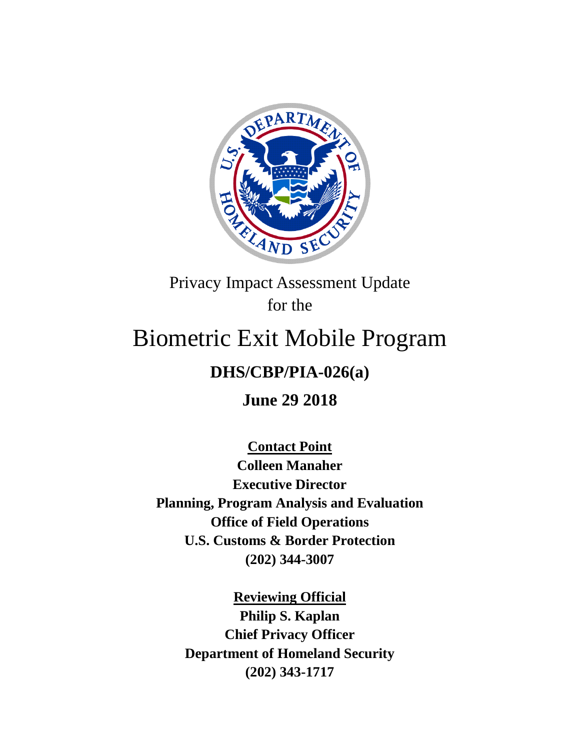Privacy Impact Assessment Update
for the

# Biometric Exit Mobile Program

## DHS/CBP/PIA-026(a)

**June 29 2018**

**Contact Point**
**Colleen Manaher**
**Executive Director**
**Planning, Program Analysis and Evaluation**
**Office of Field Operations**
**U.S. Customs & Border Protection**
**(202) 344-3007**

**Reviewing Official**
**Philip S. Kaplan**
**Chief Privacy Officer**
**Department of Homeland Security**
**(202) 343-1717**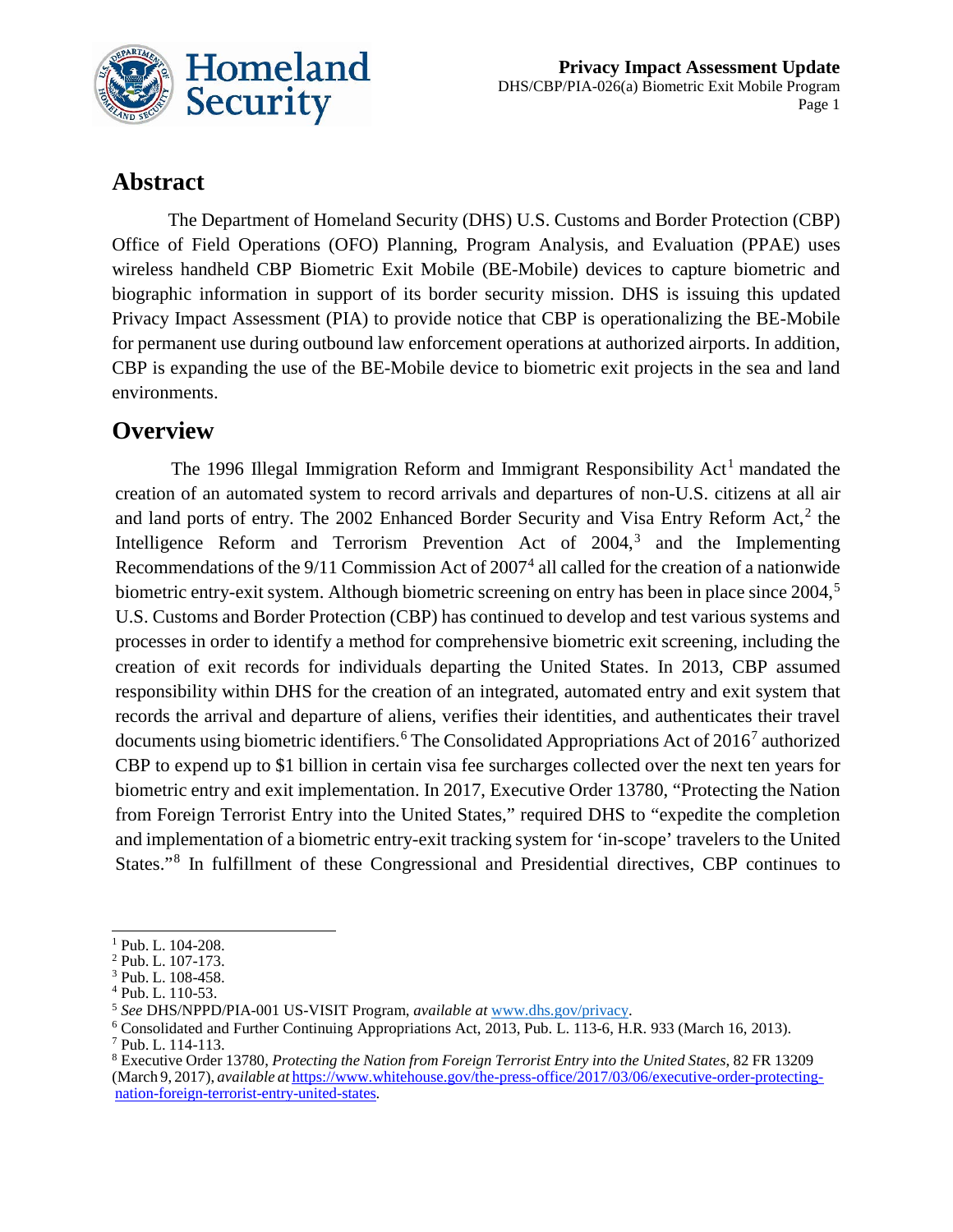## Abstract

The Department of Homeland Security (DHS) U.S. Customs and Border Protection (CBP) Office of Field Operations (OFO) Planning, Program Analysis, and Evaluation (PPAE) uses wireless handheld CBP Biometric Exit Mobile (BE-Mobile) devices to capture biometric and biographic information in support of its border security mission. DHS is issuing this updated Privacy Impact Assessment (PIA) to provide notice that CBP is operationalizing the BE-Mobile for permanent use during outbound law enforcement operations at authorized airports. In addition, CBP is expanding the use of the BE-Mobile device to biometric exit projects in the sea and land environments.

## Overview

The 1996 Illegal Immigration Reform and Immigrant Responsibility Act[1] mandated the creation of an automated system to record arrivals and departures of non-U.S. citizens at all air and land ports of entry. The 2002 Enhanced Border Security and Visa Entry Reform Act,[2] the Intelligence Reform and Terrorism Prevention Act of 2004,[3] and the Implementing Recommendations of the 9/11 Commission Act of 2007[4] all called for the creation of a nationwide biometric entry-exit system. Although biometric screening on entry has been in place since 2004,[5] U.S. Customs and Border Protection (CBP) has continued to develop and test various systems and processes in order to identify a method for comprehensive biometric exit screening, including the creation of exit records for individuals departing the United States. In 2013, CBP assumed responsibility within DHS for the creation of an integrated, automated entry and exit system that records the arrival and departure of aliens, verifies their identities, and authenticates their travel documents using biometric identifiers.[6] The Consolidated Appropriations Act of 2016[7] authorized CBP to expend up to $1 billion in certain visa fee surcharges collected over the next ten years for biometric entry and exit implementation. In 2017, Executive Order 13780, "Protecting the Nation from Foreign Terrorist Entry into the United States," required DHS to "expedite the completion and implementation of a biometric entry-exit tracking system for 'in-scope' travelers to the United States."[8] In fulfillment of these Congressional and Presidential directives, CBP continues to

---

[1] Pub. L. 104-208.

[2] Pub. L. 107-173.

[3] Pub. L. 108-458.

[4] Pub. L. 110-53.

[5] *See* DHS/NPPD/PIA-001 US-VISIT Program, *available at* www.dhs.gov/privacy.

[6] Consolidated and Further Continuing Appropriations Act, 2013, Pub. L. 113-6, H.R. 933 (March 16, 2013).

[7] Pub. L. 114-113.

[8] Executive Order 13780, *Protecting the Nation from Foreign Terrorist Entry into the United States*, 82 FR 13209 (March 9, 2017), *available at* https://www.whitehouse.gov/the-press-office/2017/03/06/executive-order-protecting-nation-foreign-terrorist-entry-united-states.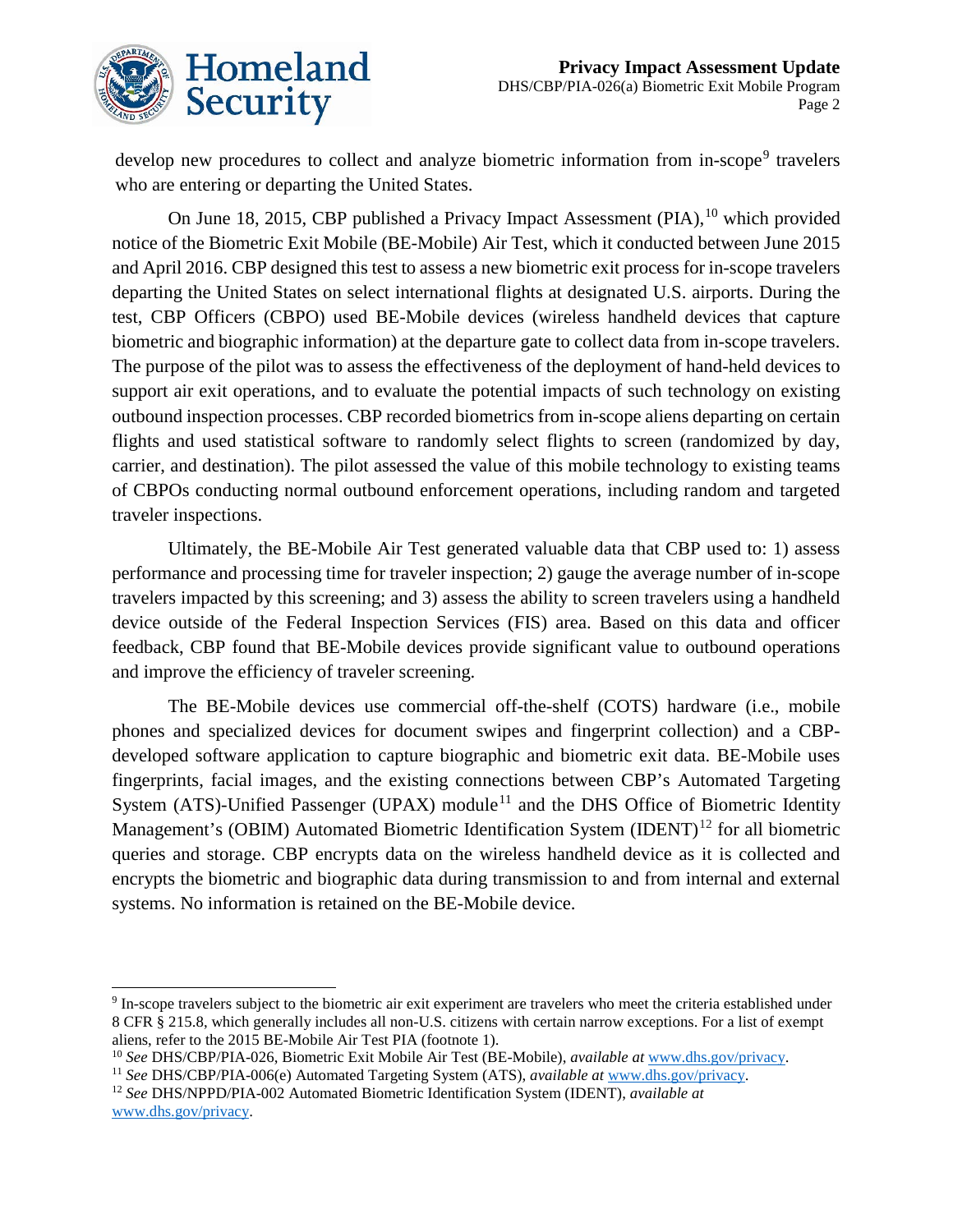develop new procedures to collect and analyze biometric information from in-scope[9] travelers who are entering or departing the United States.

On June 18, 2015, CBP published a Privacy Impact Assessment (PIA),[10] which provided notice of the Biometric Exit Mobile (BE-Mobile) Air Test, which it conducted between June 2015 and April 2016. CBP designed this test to assess a new biometric exit process for in-scope travelers departing the United States on select international flights at designated U.S. airports. During the test, CBP Officers (CBPO) used BE-Mobile devices (wireless handheld devices that capture biometric and biographic information) at the departure gate to collect data from in-scope travelers. The purpose of the pilot was to assess the effectiveness of the deployment of hand-held devices to support air exit operations, and to evaluate the potential impacts of such technology on existing outbound inspection processes. CBP recorded biometrics from in-scope aliens departing on certain flights and used statistical software to randomly select flights to screen (randomized by day, carrier, and destination). The pilot assessed the value of this mobile technology to existing teams of CBPOs conducting normal outbound enforcement operations, including random and targeted traveler inspections.

Ultimately, the BE-Mobile Air Test generated valuable data that CBP used to: 1) assess performance and processing time for traveler inspection; 2) gauge the average number of in-scope travelers impacted by this screening; and 3) assess the ability to screen travelers using a handheld device outside of the Federal Inspection Services (FIS) area. Based on this data and officer feedback, CBP found that BE-Mobile devices provide significant value to outbound operations and improve the efficiency of traveler screening.

The BE-Mobile devices use commercial off-the-shelf (COTS) hardware (i.e., mobile phones and specialized devices for document swipes and fingerprint collection) and a CBP-developed software application to capture biographic and biometric exit data. BE-Mobile uses fingerprints, facial images, and the existing connections between CBP's Automated Targeting System (ATS)-Unified Passenger (UPAX) module[11] and the DHS Office of Biometric Identity Management's (OBIM) Automated Biometric Identification System (IDENT)[12] for all biometric queries and storage. CBP encrypts data on the wireless handheld device as it is collected and encrypts the biometric and biographic data during transmission to and from internal and external systems. No information is retained on the BE-Mobile device.

---

[9] In-scope travelers subject to the biometric air exit experiment are travelers who meet the criteria established under 8 CFR § 215.8, which generally includes all non-U.S. citizens with certain narrow exceptions. For a list of exempt aliens, refer to the 2015 BE-Mobile Air Test PIA (footnote 1).

[10] *See* DHS/CBP/PIA-026, Biometric Exit Mobile Air Test (BE-Mobile), *available at* www.dhs.gov/privacy.

[11] *See* DHS/CBP/PIA-006(e) Automated Targeting System (ATS), *available at* www.dhs.gov/privacy.

[12] *See* DHS/NPPD/PIA-002 Automated Biometric Identification System (IDENT), *available at* www.dhs.gov/privacy.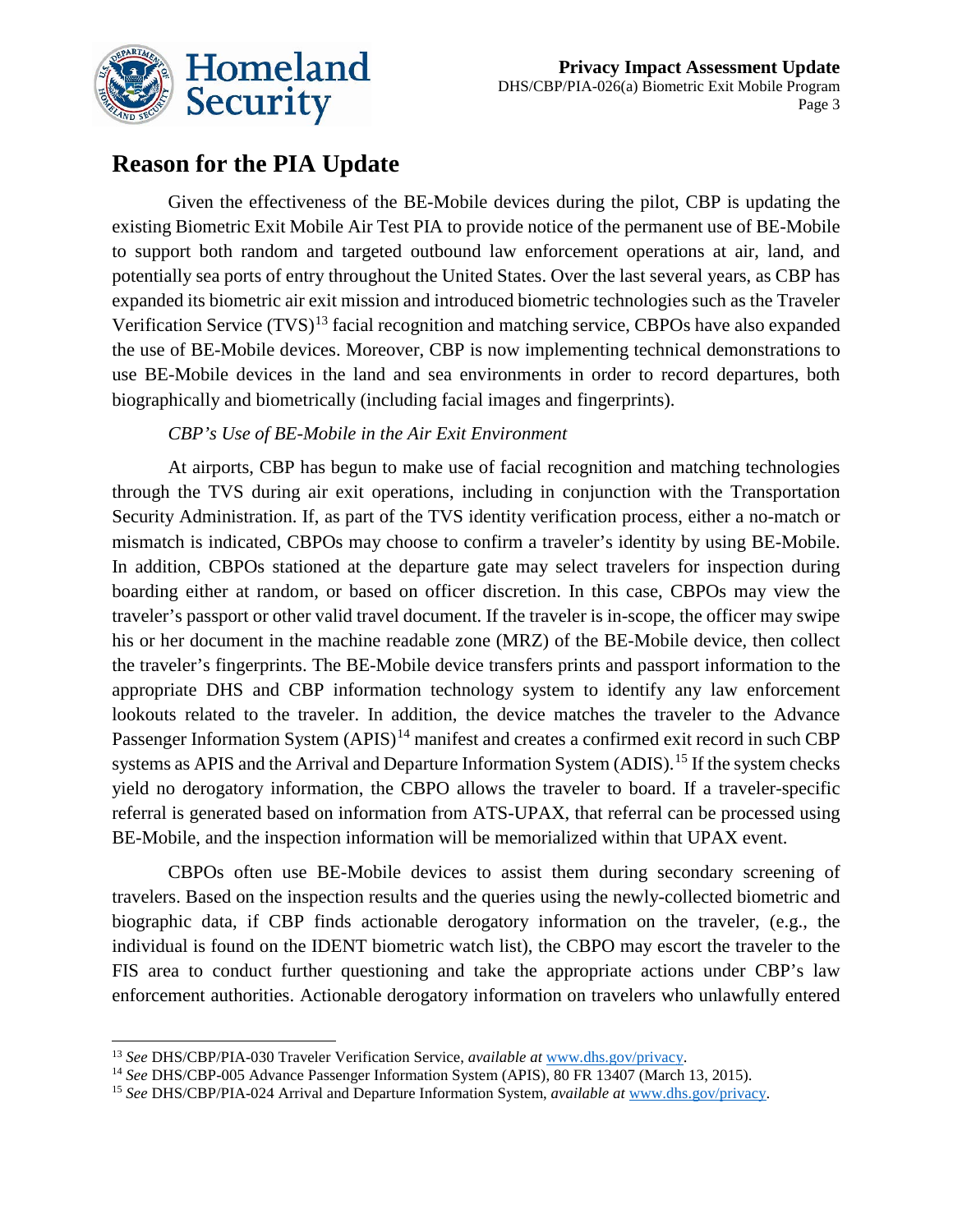## Reason for the PIA Update

Given the effectiveness of the BE-Mobile devices during the pilot, CBP is updating the existing Biometric Exit Mobile Air Test PIA to provide notice of the permanent use of BE-Mobile to support both random and targeted outbound law enforcement operations at air, land, and potentially sea ports of entry throughout the United States. Over the last several years, as CBP has expanded its biometric air exit mission and introduced biometric technologies such as the Traveler Verification Service (TVS)[13] facial recognition and matching service, CBPOs have also expanded the use of BE-Mobile devices. Moreover, CBP is now implementing technical demonstrations to use BE-Mobile devices in the land and sea environments in order to record departures, both biographically and biometrically (including facial images and fingerprints).

*CBP's Use of BE-Mobile in the Air Exit Environment*

At airports, CBP has begun to make use of facial recognition and matching technologies through the TVS during air exit operations, including in conjunction with the Transportation Security Administration. If, as part of the TVS identity verification process, either a no-match or mismatch is indicated, CBPOs may choose to confirm a traveler's identity by using BE-Mobile. In addition, CBPOs stationed at the departure gate may select travelers for inspection during boarding either at random, or based on officer discretion. In this case, CBPOs may view the traveler's passport or other valid travel document. If the traveler is in-scope, the officer may swipe his or her document in the machine readable zone (MRZ) of the BE-Mobile device, then collect the traveler's fingerprints. The BE-Mobile device transfers prints and passport information to the appropriate DHS and CBP information technology system to identify any law enforcement lookouts related to the traveler. In addition, the device matches the traveler to the Advance Passenger Information System (APIS)[14] manifest and creates a confirmed exit record in such CBP systems as APIS and the Arrival and Departure Information System (ADIS).[15] If the system checks yield no derogatory information, the CBPO allows the traveler to board. If a traveler-specific referral is generated based on information from ATS-UPAX, that referral can be processed using BE-Mobile, and the inspection information will be memorialized within that UPAX event.

CBPOs often use BE-Mobile devices to assist them during secondary screening of travelers. Based on the inspection results and the queries using the newly-collected biometric and biographic data, if CBP finds actionable derogatory information on the traveler, (e.g., the individual is found on the IDENT biometric watch list), the CBPO may escort the traveler to the FIS area to conduct further questioning and take the appropriate actions under CBP's law enforcement authorities. Actionable derogatory information on travelers who unlawfully entered

---

[13] *See* DHS/CBP/PIA-030 Traveler Verification Service, *available at* www.dhs.gov/privacy.

[14] *See* DHS/CBP-005 Advance Passenger Information System (APIS), 80 FR 13407 (March 13, 2015).

[15] *See* DHS/CBP/PIA-024 Arrival and Departure Information System, *available at* www.dhs.gov/privacy.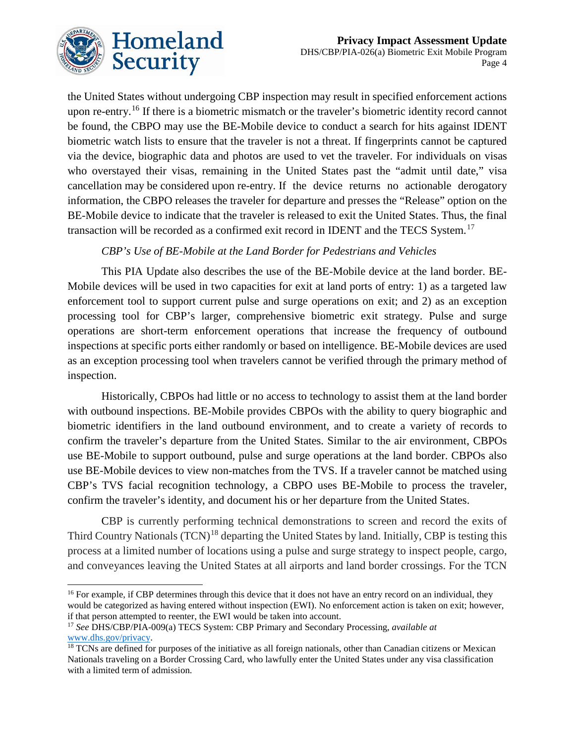the United States without undergoing CBP inspection may result in specified enforcement actions upon re-entry.[16] If there is a biometric mismatch or the traveler's biometric identity record cannot be found, the CBPO may use the BE-Mobile device to conduct a search for hits against IDENT biometric watch lists to ensure that the traveler is not a threat. If fingerprints cannot be captured via the device, biographic data and photos are used to vet the traveler. For individuals on visas who overstayed their visas, remaining in the United States past the "admit until date," visa cancellation may be considered upon re-entry. If the device returns no actionable derogatory information, the CBPO releases the traveler for departure and presses the "Release" option on the BE-Mobile device to indicate that the traveler is released to exit the United States. Thus, the final transaction will be recorded as a confirmed exit record in IDENT and the TECS System.[17]

*CBP's Use of BE-Mobile at the Land Border for Pedestrians and Vehicles*

This PIA Update also describes the use of the BE-Mobile device at the land border. BE-Mobile devices will be used in two capacities for exit at land ports of entry: 1) as a targeted law enforcement tool to support current pulse and surge operations on exit; and 2) as an exception processing tool for CBP's larger, comprehensive biometric exit strategy. Pulse and surge operations are short-term enforcement operations that increase the frequency of outbound inspections at specific ports either randomly or based on intelligence. BE-Mobile devices are used as an exception processing tool when travelers cannot be verified through the primary method of inspection.

Historically, CBPOs had little or no access to technology to assist them at the land border with outbound inspections. BE-Mobile provides CBPOs with the ability to query biographic and biometric identifiers in the land outbound environment, and to create a variety of records to confirm the traveler's departure from the United States. Similar to the air environment, CBPOs use BE-Mobile to support outbound, pulse and surge operations at the land border. CBPOs also use BE-Mobile devices to view non-matches from the TVS. If a traveler cannot be matched using CBP's TVS facial recognition technology, a CBPO uses BE-Mobile to process the traveler, confirm the traveler's identity, and document his or her departure from the United States.

CBP is currently performing technical demonstrations to screen and record the exits of Third Country Nationals (TCN)[18] departing the United States by land. Initially, CBP is testing this process at a limited number of locations using a pulse and surge strategy to inspect people, cargo, and conveyances leaving the United States at all airports and land border crossings. For the TCN

---

[16] For example, if CBP determines through this device that it does not have an entry record on an individual, they would be categorized as having entered without inspection (EWI). No enforcement action is taken on exit; however, if that person attempted to reenter, the EWI would be taken into account.

[17] *See* DHS/CBP/PIA-009(a) TECS System: CBP Primary and Secondary Processing, *available at* www.dhs.gov/privacy.

[18] TCNs are defined for purposes of the initiative as all foreign nationals, other than Canadian citizens or Mexican Nationals traveling on a Border Crossing Card, who lawfully enter the United States under any visa classification with a limited term of admission.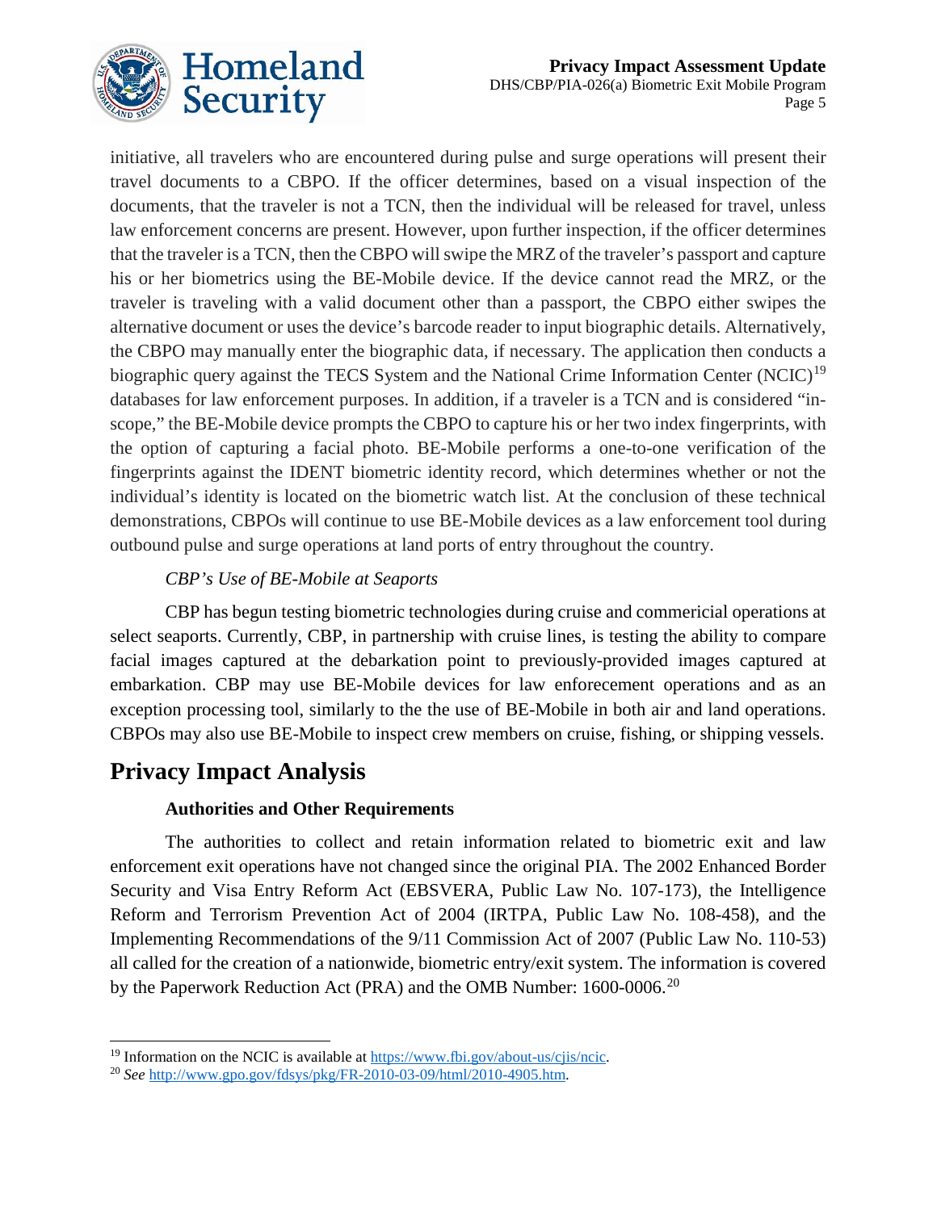initiative, all travelers who are encountered during pulse and surge operations will present their travel documents to a CBPO. If the officer determines, based on a visual inspection of the documents, that the traveler is not a TCN, then the individual will be released for travel, unless law enforcement concerns are present. However, upon further inspection, if the officer determines that the traveler is a TCN, then the CBPO will swipe the MRZ of the traveler's passport and capture his or her biometrics using the BE-Mobile device. If the device cannot read the MRZ, or the traveler is traveling with a valid document other than a passport, the CBPO either swipes the alternative document or uses the device's barcode reader to input biographic details. Alternatively, the CBPO may manually enter the biographic data, if necessary. The application then conducts a biographic query against the TECS System and the National Crime Information Center (NCIC)[19] databases for law enforcement purposes. In addition, if a traveler is a TCN and is considered "in-scope," the BE-Mobile device prompts the CBPO to capture his or her two index fingerprints, with the option of capturing a facial photo. BE-Mobile performs a one-to-one verification of the fingerprints against the IDENT biometric identity record, which determines whether or not the individual's identity is located on the biometric watch list. At the conclusion of these technical demonstrations, CBPOs will continue to use BE-Mobile devices as a law enforcement tool during outbound pulse and surge operations at land ports of entry throughout the country.

*CBP's Use of BE-Mobile at Seaports*

CBP has begun testing biometric technologies during cruise and commericial operations at select seaports. Currently, CBP, in partnership with cruise lines, is testing the ability to compare facial images captured at the debarkation point to previously-provided images captured at embarkation. CBP may use BE-Mobile devices for law enforecement operations and as an exception processing tool, similarly to the the use of BE-Mobile in both air and land operations. CBPOs may also use BE-Mobile to inspect crew members on cruise, fishing, or shipping vessels.

## Privacy Impact Analysis

### Authorities and Other Requirements

The authorities to collect and retain information related to biometric exit and law enforcement exit operations have not changed since the original PIA. The 2002 Enhanced Border Security and Visa Entry Reform Act (EBSVERA, Public Law No. 107-173), the Intelligence Reform and Terrorism Prevention Act of 2004 (IRTPA, Public Law No. 108-458), and the Implementing Recommendations of the 9/11 Commission Act of 2007 (Public Law No. 110-53) all called for the creation of a nationwide, biometric entry/exit system. The information is covered by the Paperwork Reduction Act (PRA) and the OMB Number: 1600-0006.[20]

---

[19] Information on the NCIC is available at https://www.fbi.gov/about-us/cjis/ncic.

[20] *See* http://www.gpo.gov/fdsys/pkg/FR-2010-03-09/html/2010-4905.htm.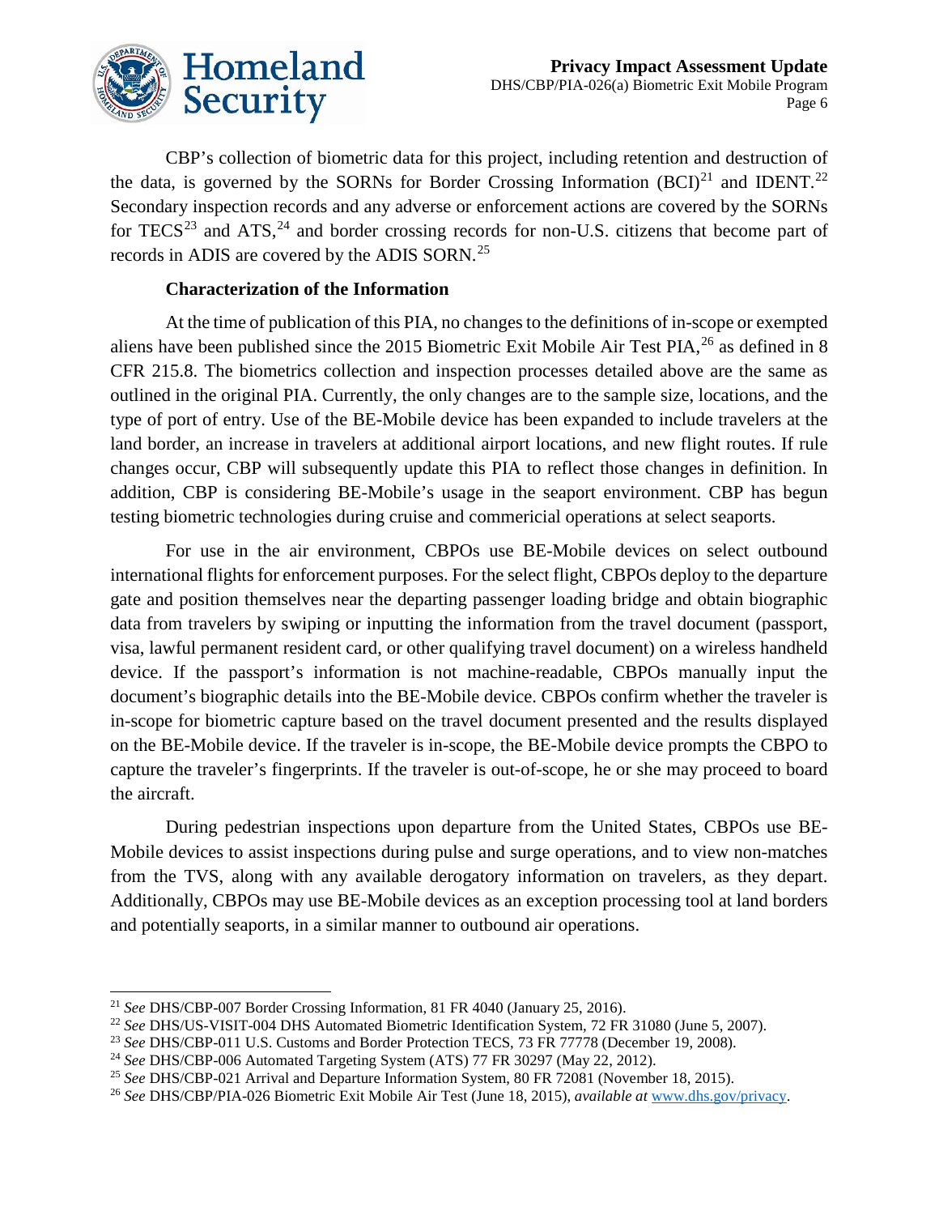CBP's collection of biometric data for this project, including retention and destruction of the data, is governed by the SORNs for Border Crossing Information (BCI)[21] and IDENT.[22] Secondary inspection records and any adverse or enforcement actions are covered by the SORNs for TECS[23] and ATS,[24] and border crossing records for non-U.S. citizens that become part of records in ADIS are covered by the ADIS SORN.[25]

**Characterization of the Information**

At the time of publication of this PIA, no changes to the definitions of in-scope or exempted aliens have been published since the 2015 Biometric Exit Mobile Air Test PIA,[26] as defined in 8 CFR 215.8. The biometrics collection and inspection processes detailed above are the same as outlined in the original PIA. Currently, the only changes are to the sample size, locations, and the type of port of entry. Use of the BE-Mobile device has been expanded to include travelers at the land border, an increase in travelers at additional airport locations, and new flight routes. If rule changes occur, CBP will subsequently update this PIA to reflect those changes in definition. In addition, CBP is considering BE-Mobile's usage in the seaport environment. CBP has begun testing biometric technologies during cruise and commericial operations at select seaports.

For use in the air environment, CBPOs use BE-Mobile devices on select outbound international flights for enforcement purposes. For the select flight, CBPOs deploy to the departure gate and position themselves near the departing passenger loading bridge and obtain biographic data from travelers by swiping or inputting the information from the travel document (passport, visa, lawful permanent resident card, or other qualifying travel document) on a wireless handheld device. If the passport's information is not machine-readable, CBPOs manually input the document's biographic details into the BE-Mobile device. CBPOs confirm whether the traveler is in-scope for biometric capture based on the travel document presented and the results displayed on the BE-Mobile device. If the traveler is in-scope, the BE-Mobile device prompts the CBPO to capture the traveler's fingerprints. If the traveler is out-of-scope, he or she may proceed to board the aircraft.

During pedestrian inspections upon departure from the United States, CBPOs use BE-Mobile devices to assist inspections during pulse and surge operations, and to view non-matches from the TVS, along with any available derogatory information on travelers, as they depart. Additionally, CBPOs may use BE-Mobile devices as an exception processing tool at land borders and potentially seaports, in a similar manner to outbound air operations.

---

[21] *See* DHS/CBP-007 Border Crossing Information, 81 FR 4040 (January 25, 2016).

[22] *See* DHS/US-VISIT-004 DHS Automated Biometric Identification System, 72 FR 31080 (June 5, 2007).

[23] *See* DHS/CBP-011 U.S. Customs and Border Protection TECS, 73 FR 77778 (December 19, 2008).

[24] *See* DHS/CBP-006 Automated Targeting System (ATS) 77 FR 30297 (May 22, 2012).

[25] *See* DHS/CBP-021 Arrival and Departure Information System, 80 FR 72081 (November 18, 2015).

[26] *See* DHS/CBP/PIA-026 Biometric Exit Mobile Air Test (June 18, 2015), *available at* www.dhs.gov/privacy.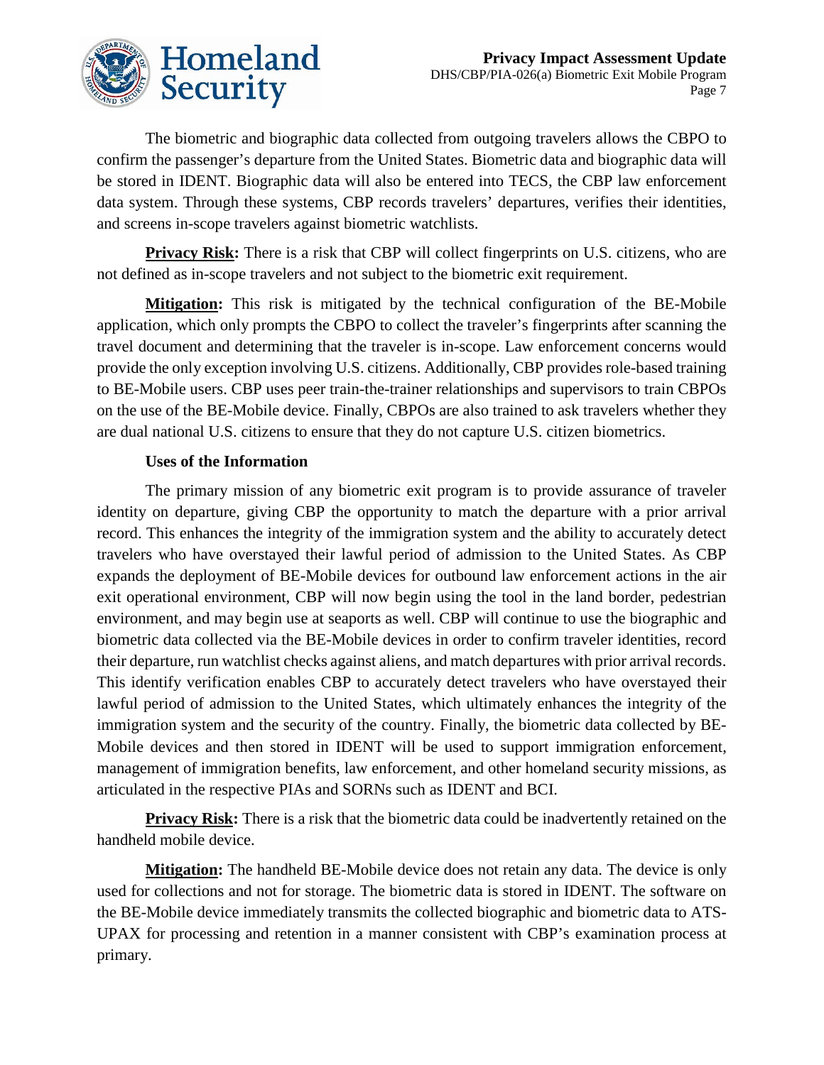The biometric and biographic data collected from outgoing travelers allows the CBPO to confirm the passenger's departure from the United States. Biometric data and biographic data will be stored in IDENT. Biographic data will also be entered into TECS, the CBP law enforcement data system. Through these systems, CBP records travelers' departures, verifies their identities, and screens in-scope travelers against biometric watchlists.

**Privacy Risk:** There is a risk that CBP will collect fingerprints on U.S. citizens, who are not defined as in-scope travelers and not subject to the biometric exit requirement.

**Mitigation:** This risk is mitigated by the technical configuration of the BE-Mobile application, which only prompts the CBPO to collect the traveler's fingerprints after scanning the travel document and determining that the traveler is in-scope. Law enforcement concerns would provide the only exception involving U.S. citizens. Additionally, CBP provides role-based training to BE-Mobile users. CBP uses peer train-the-trainer relationships and supervisors to train CBPOs on the use of the BE-Mobile device. Finally, CBPOs are also trained to ask travelers whether they are dual national U.S. citizens to ensure that they do not capture U.S. citizen biometrics.

### Uses of the Information

The primary mission of any biometric exit program is to provide assurance of traveler identity on departure, giving CBP the opportunity to match the departure with a prior arrival record. This enhances the integrity of the immigration system and the ability to accurately detect travelers who have overstayed their lawful period of admission to the United States. As CBP expands the deployment of BE-Mobile devices for outbound law enforcement actions in the air exit operational environment, CBP will now begin using the tool in the land border, pedestrian environment, and may begin use at seaports as well. CBP will continue to use the biographic and biometric data collected via the BE-Mobile devices in order to confirm traveler identities, record their departure, run watchlist checks against aliens, and match departures with prior arrival records. This identify verification enables CBP to accurately detect travelers who have overstayed their lawful period of admission to the United States, which ultimately enhances the integrity of the immigration system and the security of the country. Finally, the biometric data collected by BE-Mobile devices and then stored in IDENT will be used to support immigration enforcement, management of immigration benefits, law enforcement, and other homeland security missions, as articulated in the respective PIAs and SORNs such as IDENT and BCI.

**Privacy Risk:** There is a risk that the biometric data could be inadvertently retained on the handheld mobile device.

**Mitigation:** The handheld BE-Mobile device does not retain any data. The device is only used for collections and not for storage. The biometric data is stored in IDENT. The software on the BE-Mobile device immediately transmits the collected biographic and biometric data to ATS-UPAX for processing and retention in a manner consistent with CBP's examination process at primary.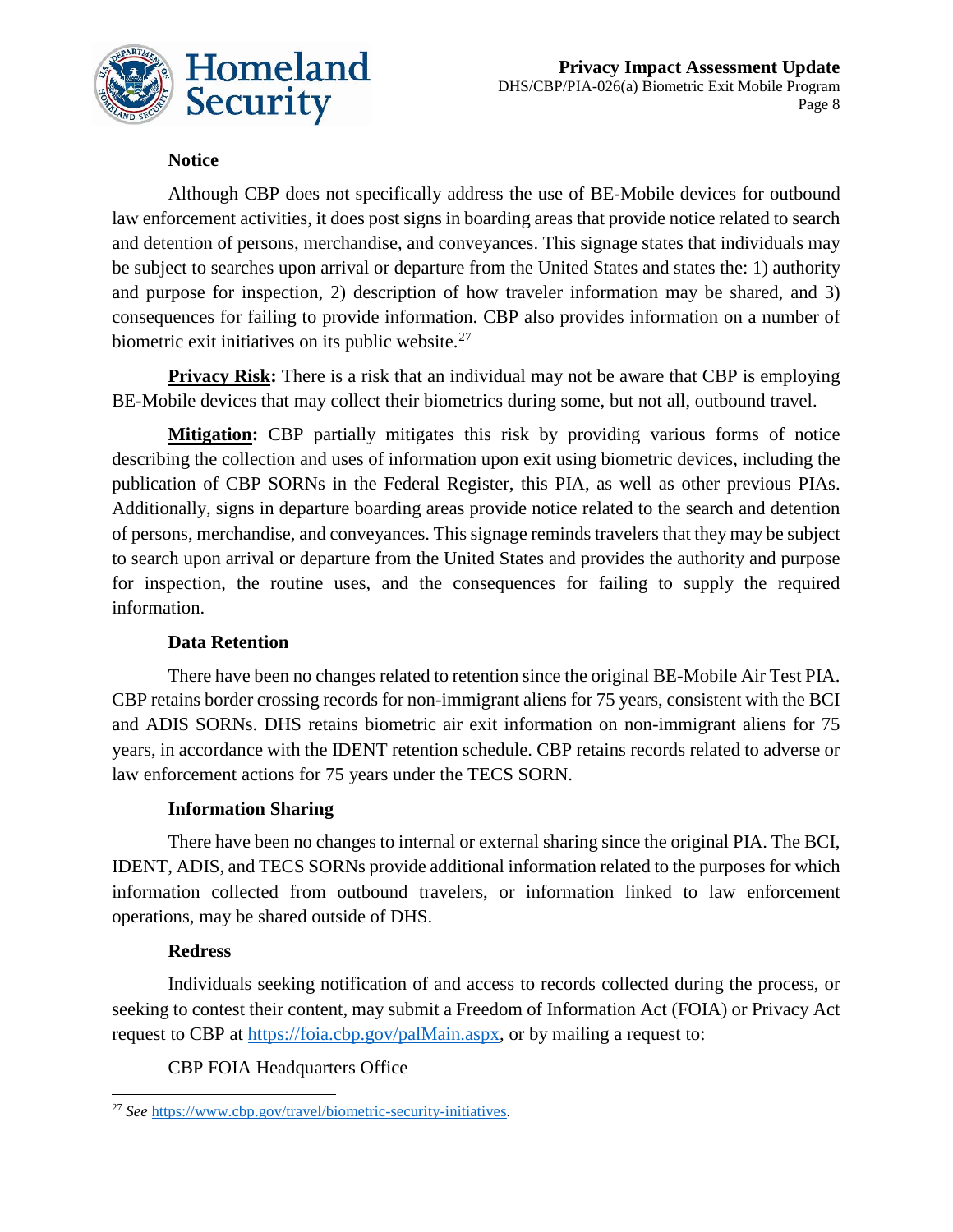**Notice**

Although CBP does not specifically address the use of BE-Mobile devices for outbound law enforcement activities, it does post signs in boarding areas that provide notice related to search and detention of persons, merchandise, and conveyances. This signage states that individuals may be subject to searches upon arrival or departure from the United States and states the: 1) authority and purpose for inspection, 2) description of how traveler information may be shared, and 3) consequences for failing to provide information. CBP also provides information on a number of biometric exit initiatives on its public website.[27]

**Privacy Risk:** There is a risk that an individual may not be aware that CBP is employing BE-Mobile devices that may collect their biometrics during some, but not all, outbound travel.

**Mitigation:** CBP partially mitigates this risk by providing various forms of notice describing the collection and uses of information upon exit using biometric devices, including the publication of CBP SORNs in the Federal Register, this PIA, as well as other previous PIAs. Additionally, signs in departure boarding areas provide notice related to the search and detention of persons, merchandise, and conveyances. This signage reminds travelers that they may be subject to search upon arrival or departure from the United States and provides the authority and purpose for inspection, the routine uses, and the consequences for failing to supply the required information.

**Data Retention**

There have been no changes related to retention since the original BE-Mobile Air Test PIA. CBP retains border crossing records for non-immigrant aliens for 75 years, consistent with the BCI and ADIS SORNs. DHS retains biometric air exit information on non-immigrant aliens for 75 years, in accordance with the IDENT retention schedule. CBP retains records related to adverse or law enforcement actions for 75 years under the TECS SORN.

**Information Sharing**

There have been no changes to internal or external sharing since the original PIA. The BCI, IDENT, ADIS, and TECS SORNs provide additional information related to the purposes for which information collected from outbound travelers, or information linked to law enforcement operations, may be shared outside of DHS.

**Redress**

Individuals seeking notification of and access to records collected during the process, or seeking to contest their content, may submit a Freedom of Information Act (FOIA) or Privacy Act request to CBP at https://foia.cbp.gov/palMain.aspx, or by mailing a request to:

CBP FOIA Headquarters Office

---

[27] *See* https://www.cbp.gov/travel/biometric-security-initiatives.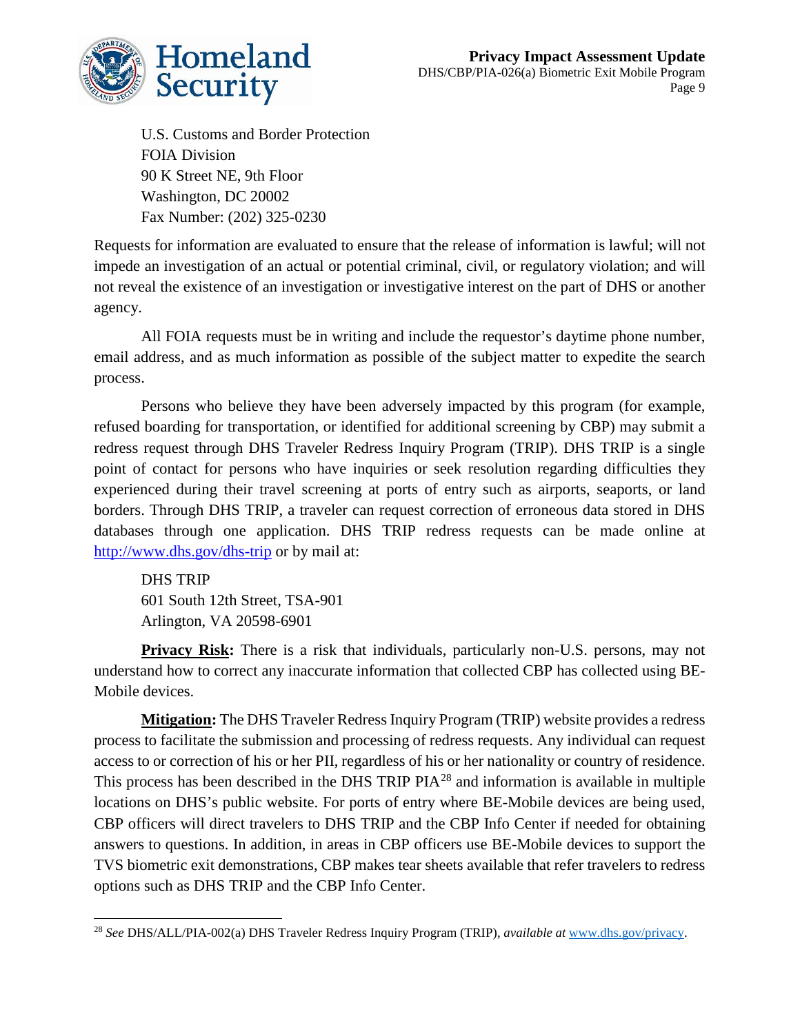U.S. Customs and Border Protection
FOIA Division
90 K Street NE, 9th Floor
Washington, DC 20002
Fax Number: (202) 325-0230

Requests for information are evaluated to ensure that the release of information is lawful; will not impede an investigation of an actual or potential criminal, civil, or regulatory violation; and will not reveal the existence of an investigation or investigative interest on the part of DHS or another agency.

All FOIA requests must be in writing and include the requestor's daytime phone number, email address, and as much information as possible of the subject matter to expedite the search process.

Persons who believe they have been adversely impacted by this program (for example, refused boarding for transportation, or identified for additional screening by CBP) may submit a redress request through DHS Traveler Redress Inquiry Program (TRIP). DHS TRIP is a single point of contact for persons who have inquiries or seek resolution regarding difficulties they experienced during their travel screening at ports of entry such as airports, seaports, or land borders. Through DHS TRIP, a traveler can request correction of erroneous data stored in DHS databases through one application. DHS TRIP redress requests can be made online at [http://www.dhs.gov/dhs-trip](http://www.dhs.gov/dhs-trip) or by mail at:

DHS TRIP
601 South 12th Street, TSA-901
Arlington, VA 20598-6901

**Privacy Risk:** There is a risk that individuals, particularly non-U.S. persons, may not understand how to correct any inaccurate information that collected CBP has collected using BE-Mobile devices.

**Mitigation:** The DHS Traveler Redress Inquiry Program (TRIP) website provides a redress process to facilitate the submission and processing of redress requests. Any individual can request access to or correction of his or her PII, regardless of his or her nationality or country of residence. This process has been described in the DHS TRIP PIA[28] and information is available in multiple locations on DHS's public website. For ports of entry where BE-Mobile devices are being used, CBP officers will direct travelers to DHS TRIP and the CBP Info Center if needed for obtaining answers to questions. In addition, in areas in CBP officers use BE-Mobile devices to support the TVS biometric exit demonstrations, CBP makes tear sheets available that refer travelers to redress options such as DHS TRIP and the CBP Info Center.

---

[28] *See* DHS/ALL/PIA-002(a) DHS Traveler Redress Inquiry Program (TRIP), *available at* [www.dhs.gov/privacy](http://www.dhs.gov/privacy).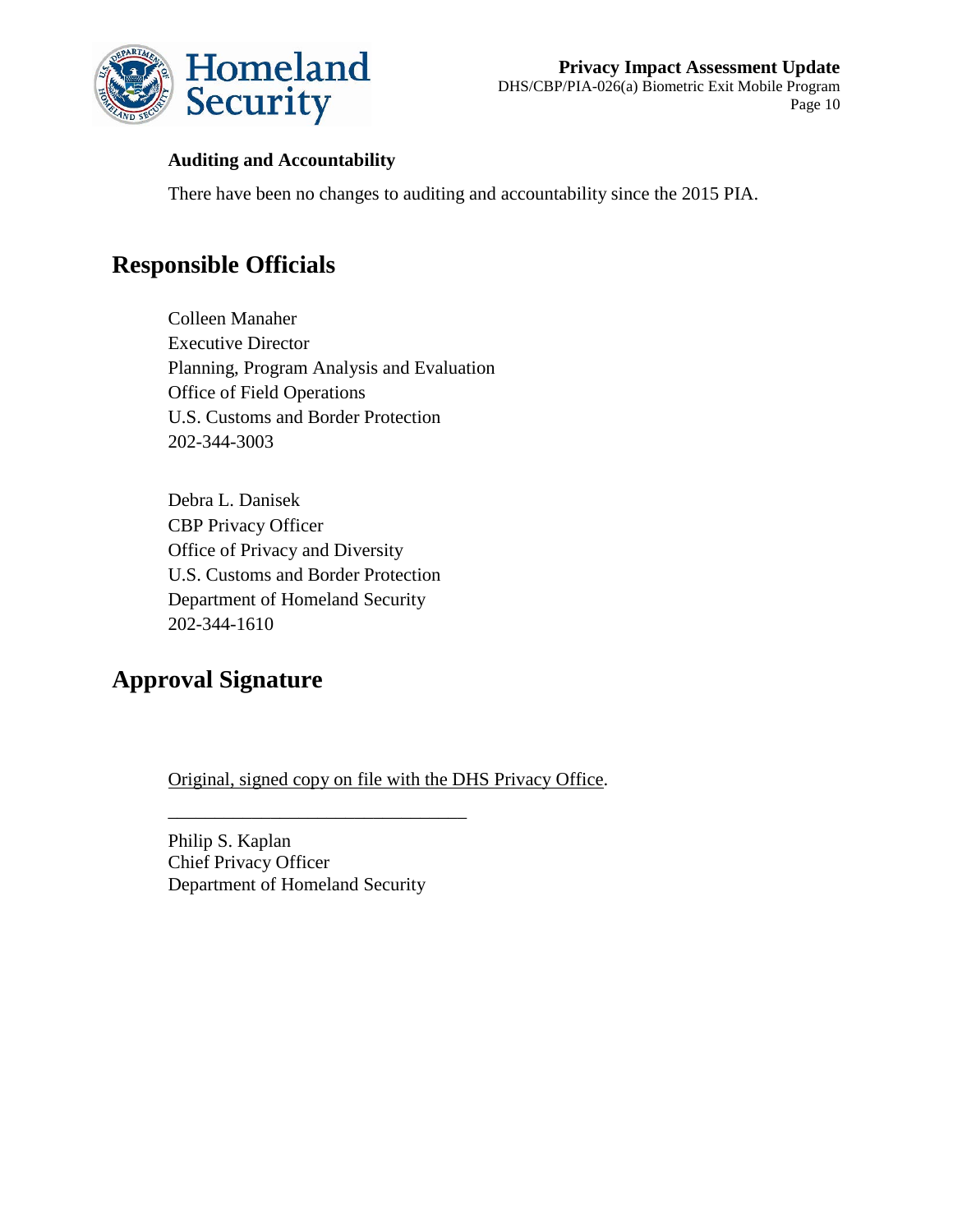### Auditing and Accountability

There have been no changes to auditing and accountability since the 2015 PIA.

## Responsible Officials

Colleen Manaher
Executive Director
Planning, Program Analysis and Evaluation
Office of Field Operations
U.S. Customs and Border Protection
202-344-3003

Debra L. Danisek
CBP Privacy Officer
Office of Privacy and Diversity
U.S. Customs and Border Protection
Department of Homeland Security
202-344-1610

## Approval Signature

Original, signed copy on file with the DHS Privacy Office.

________________________________

Philip S. Kaplan
Chief Privacy Officer
Department of Homeland Security